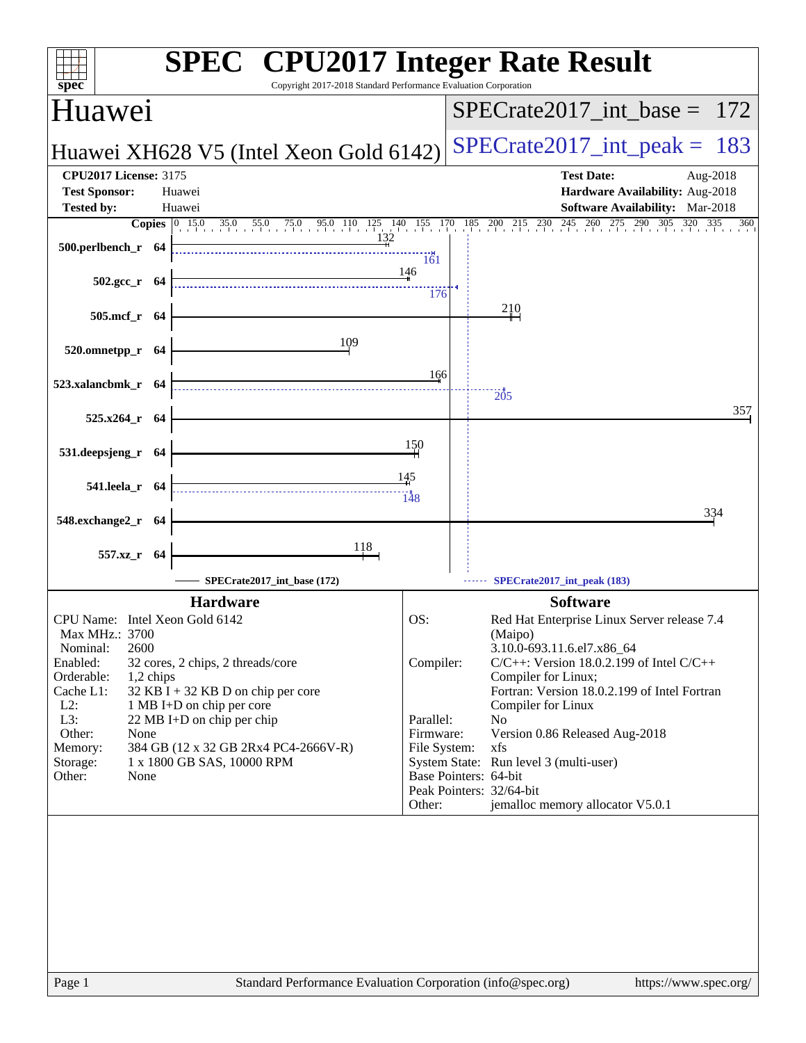# SPEC CPU2017 Integer Rate Result

Copyright 2017-2018 Standard Performance Evaluation Corporation

## Huawei

## Huawei XH628 V5 (Intel Xeon Gold 6142)

**SPECrate2017_int_base = 172**

**SPECrate2017_int_peak = 183**

| | | | |
|---|---|---|---|
| **CPU2017 License:** | 3175 | **Test Date:** | Aug-2018 |
| **Test Sponsor:** | Huawei | **Hardware Availability:** | Aug-2018 |
| **Tested by:** | Huawei | **Software Availability:** | Mar-2018 |

| Benchmark | Copies | Base | Peak |
|---|---|---|---|
| 500.perlbench_r | 64 | 132 | 161 |
| 502.gcc_r | 64 | 146 | 176 |
| 505.mcf_r | 64 | 210 | |
| 520.omnetpp_r | 64 | 109 | |
| 523.xalancbmk_r | 64 | 166 | 205 |
| 525.x264_r | 64 | 357 | |
| 531.deepsjeng_r | 64 | 150 | |
| 541.leela_r | 64 | 145 | 148 |
| 548.exchange2_r | 64 | 334 | |
| 557.xz_r | 64 | 118 | |

SPECrate2017_int_base (172) ------ SPECrate2017_int_peak (183)

### Hardware

| | |
|---|---|
| CPU Name: | Intel Xeon Gold 6142 |
| Max MHz.: | 3700 |
| Nominal: | 2600 |
| Enabled: | 32 cores, 2 chips, 2 threads/core |
| Orderable: | 1,2 chips |
| Cache L1: | 32 KB I + 32 KB D on chip per core |
| L2: | 1 MB I+D on chip per core |
| L3: | 22 MB I+D on chip per chip |
| Other: | None |
| Memory: | 384 GB (12 x 32 GB 2Rx4 PC4-2666V-R) |
| Storage: | 1 x 1800 GB SAS, 10000 RPM |
| Other: | None |

### Software

| | |
|---|---|
| OS: | Red Hat Enterprise Linux Server release 7.4 (Maipo) 3.10.0-693.11.6.el7.x86_64 |
| Compiler: | C/C++: Version 18.0.2.199 of Intel C/C++ Compiler for Linux; Fortran: Version 18.0.2.199 of Intel Fortran Compiler for Linux |
| Parallel: | No |
| Firmware: | Version 0.86 Released Aug-2018 |
| File System: | xfs |
| System State: | Run level 3 (multi-user) |
| Base Pointers: | 64-bit |
| Peak Pointers: | 32/64-bit |
| Other: | jemalloc memory allocator V5.0.1 |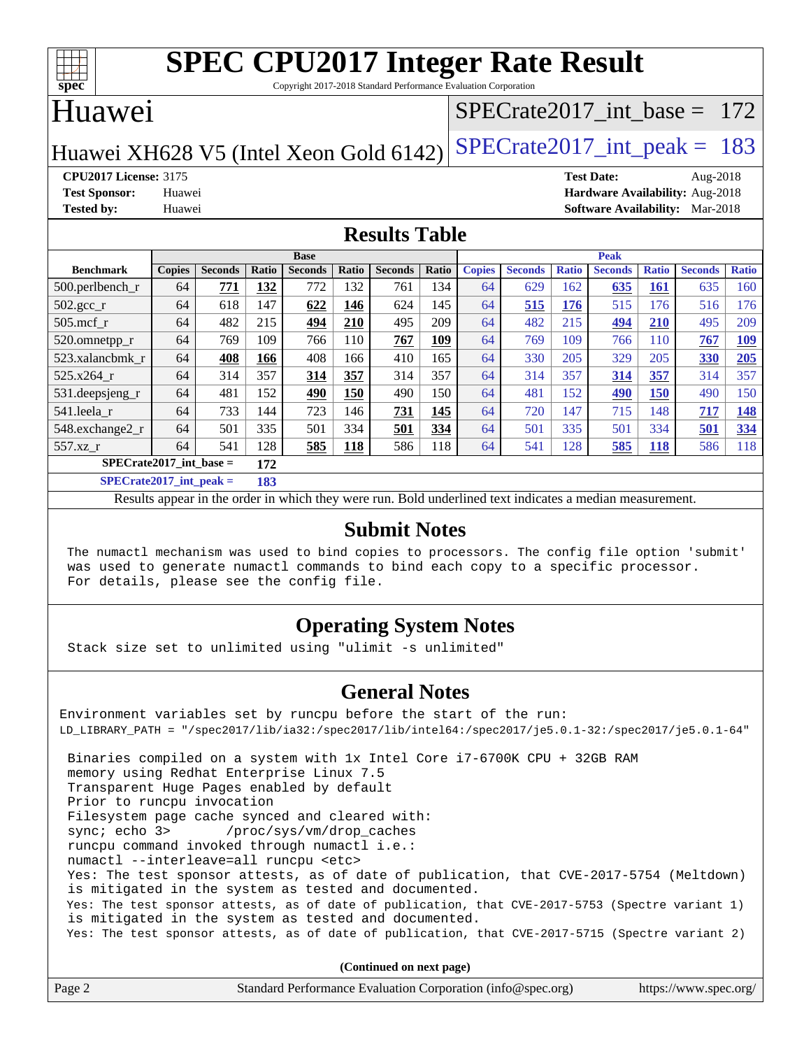# SPEC CPU2017 Integer Rate Result

Copyright 2017-2018 Standard Performance Evaluation Corporation

## Huawei

Huawei XH628 V5 (Intel Xeon Gold 6142)

SPECrate2017_int_base = 172

SPECrate2017_int_peak = 183

**CPU2017 License:** 3175
**Test Sponsor:** Huawei
**Tested by:** Huawei

**Test Date:** Aug-2018
**Hardware Availability:** Aug-2018
**Software Availability:** Mar-2018

## Results Table

| Benchmark | Base | | | | | | | Peak | | | | | | |
|---|---|---|---|---|---|---|---|---|---|---|---|---|---|---|
| | Copies | Seconds | Ratio | Seconds | Ratio | Seconds | Ratio | Copies | Seconds | Ratio | Seconds | Ratio | Seconds | Ratio |
| 500.perlbench_r | 64 | **771** | **132** | 772 | 132 | 761 | 134 | 64 | 629 | 162 | **635** | **161** | 635 | 160 |
| 502.gcc_r | 64 | 618 | 147 | **622** | **146** | 624 | 145 | 64 | **515** | **176** | 515 | 176 | 516 | 176 |
| 505.mcf_r | 64 | 482 | 215 | **494** | **210** | 495 | 209 | 64 | 482 | 215 | **494** | **210** | 495 | 209 |
| 520.omnetpp_r | 64 | 769 | 109 | 766 | 110 | **767** | **109** | 64 | 769 | 109 | 766 | 110 | **767** | **109** |
| 523.xalancbmk_r | 64 | **408** | **166** | 408 | 166 | 410 | 165 | 64 | 330 | 205 | 329 | 205 | **330** | **205** |
| 525.x264_r | 64 | 314 | 357 | **314** | **357** | 314 | 357 | 64 | 314 | 357 | **314** | **357** | 314 | 357 |
| 531.deepsjeng_r | 64 | 481 | 152 | **490** | **150** | 490 | 150 | 64 | 481 | 152 | **490** | **150** | 490 | 150 |
| 541.leela_r | 64 | 733 | 144 | 723 | 146 | **731** | **145** | 64 | 720 | 147 | 715 | 148 | **717** | **148** |
| 548.exchange2_r | 64 | 501 | 335 | 501 | 334 | **501** | **334** | 64 | 501 | 335 | 501 | 334 | **501** | **334** |
| 557.xz_r | 64 | 541 | 128 | **585** | **118** | 586 | 118 | 64 | 541 | 128 | **585** | **118** | 586 | 118 |

SPECrate2017_int_base = **172**

SPECrate2017_int_peak = **183**

Results appear in the order in which they were run. Bold underlined text indicates a median measurement.

## Submit Notes

```
The numactl mechanism was used to bind copies to processors. The config file option 'submit'
was used to generate numactl commands to bind each copy to a specific processor.
For details, please see the config file.
```

## Operating System Notes

```
Stack size set to unlimited using "ulimit -s unlimited"
```

## General Notes

```
Environment variables set by runcpu before the start of the run:
LD_LIBRARY_PATH = "/spec2017/lib/ia32:/spec2017/lib/intel64:/spec2017/je5.0.1-32:/spec2017/je5.0.1-64"

 Binaries compiled on a system with 1x Intel Core i7-6700K CPU + 32GB RAM
 memory using Redhat Enterprise Linux 7.5
 Transparent Huge Pages enabled by default
 Prior to runcpu invocation
 Filesystem page cache synced and cleared with:
 sync; echo 3>       /proc/sys/vm/drop_caches
 runcpu command invoked through numactl i.e.:
 numactl --interleave=all runcpu <etc>
 Yes: The test sponsor attests, as of date of publication, that CVE-2017-5754 (Meltdown)
 is mitigated in the system as tested and documented.
 Yes: The test sponsor attests, as of date of publication, that CVE-2017-5753 (Spectre variant 1)
 is mitigated in the system as tested and documented.
 Yes: The test sponsor attests, as of date of publication, that CVE-2017-5715 (Spectre variant 2)
```

**(Continued on next page)**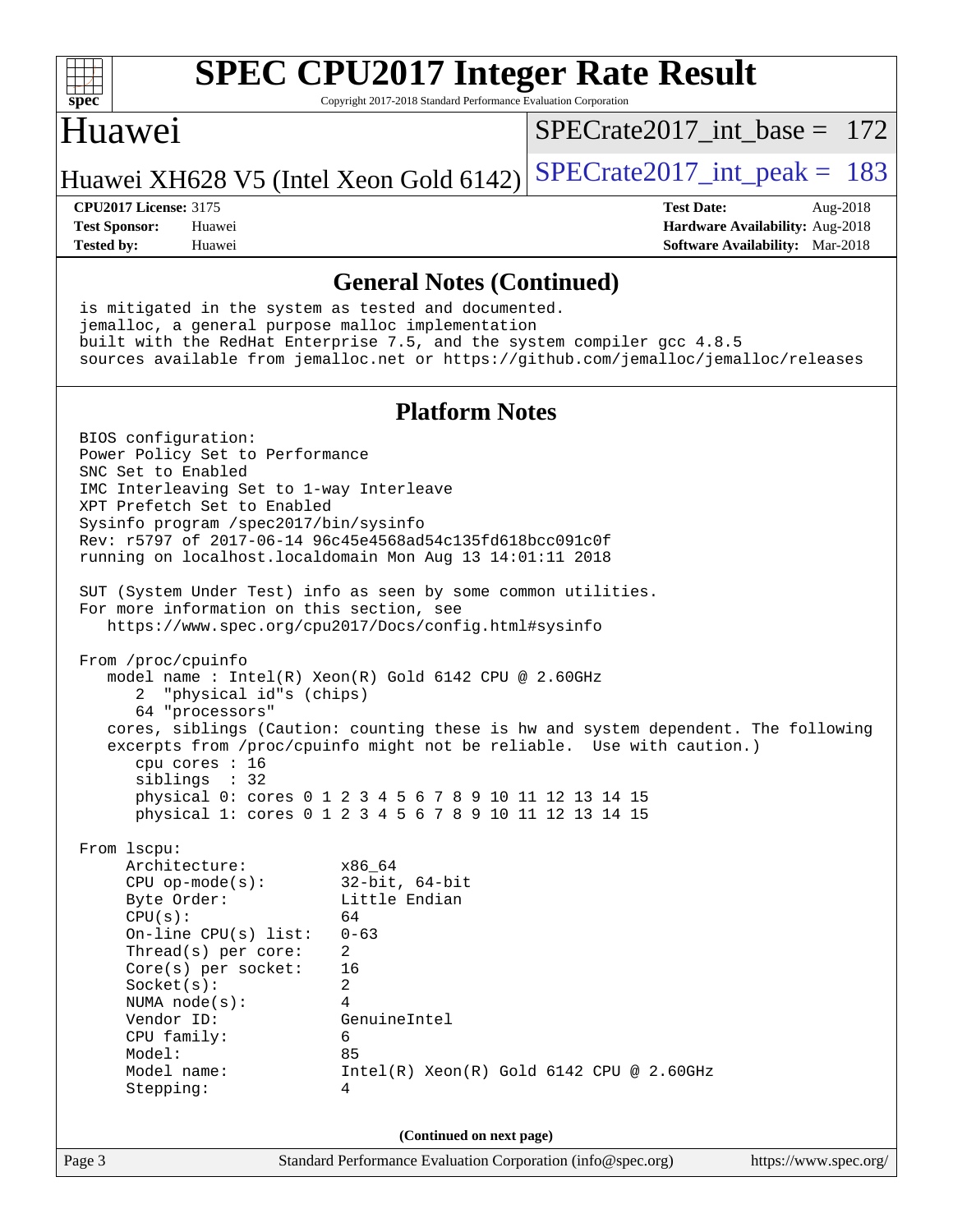## General Notes (Continued)

```
is mitigated in the system as tested and documented.
jemalloc, a general purpose malloc implementation
built with the RedHat Enterprise 7.5, and the system compiler gcc 4.8.5
sources available from jemalloc.net or https://github.com/jemalloc/jemalloc/releases
```

## Platform Notes

```
BIOS configuration:
Power Policy Set to Performance
SNC Set to Enabled
IMC Interleaving Set to 1-way Interleave
XPT Prefetch Set to Enabled
Sysinfo program /spec2017/bin/sysinfo
Rev: r5797 of 2017-06-14 96c45e4568ad54c135fd618bcc091c0f
running on localhost.localdomain Mon Aug 13 14:01:11 2018

SUT (System Under Test) info as seen by some common utilities.
For more information on this section, see
   https://www.spec.org/cpu2017/Docs/config.html#sysinfo

From /proc/cpuinfo
   model name : Intel(R) Xeon(R) Gold 6142 CPU @ 2.60GHz
      2  "physical id"s (chips)
      64 "processors"
   cores, siblings (Caution: counting these is hw and system dependent. The following
   excerpts from /proc/cpuinfo might not be reliable.  Use with caution.)
      cpu cores : 16
      siblings  : 32
      physical 0: cores 0 1 2 3 4 5 6 7 8 9 10 11 12 13 14 15
      physical 1: cores 0 1 2 3 4 5 6 7 8 9 10 11 12 13 14 15

From lscpu:
     Architecture:          x86_64
     CPU op-mode(s):        32-bit, 64-bit
     Byte Order:            Little Endian
     CPU(s):                64
     On-line CPU(s) list:   0-63
     Thread(s) per core:    2
     Core(s) per socket:    16
     Socket(s):             2
     NUMA node(s):          4
     Vendor ID:             GenuineIntel
     CPU family:            6
     Model:                 85
     Model name:            Intel(R) Xeon(R) Gold 6142 CPU @ 2.60GHz
     Stepping:              4
```

(Continued on next page)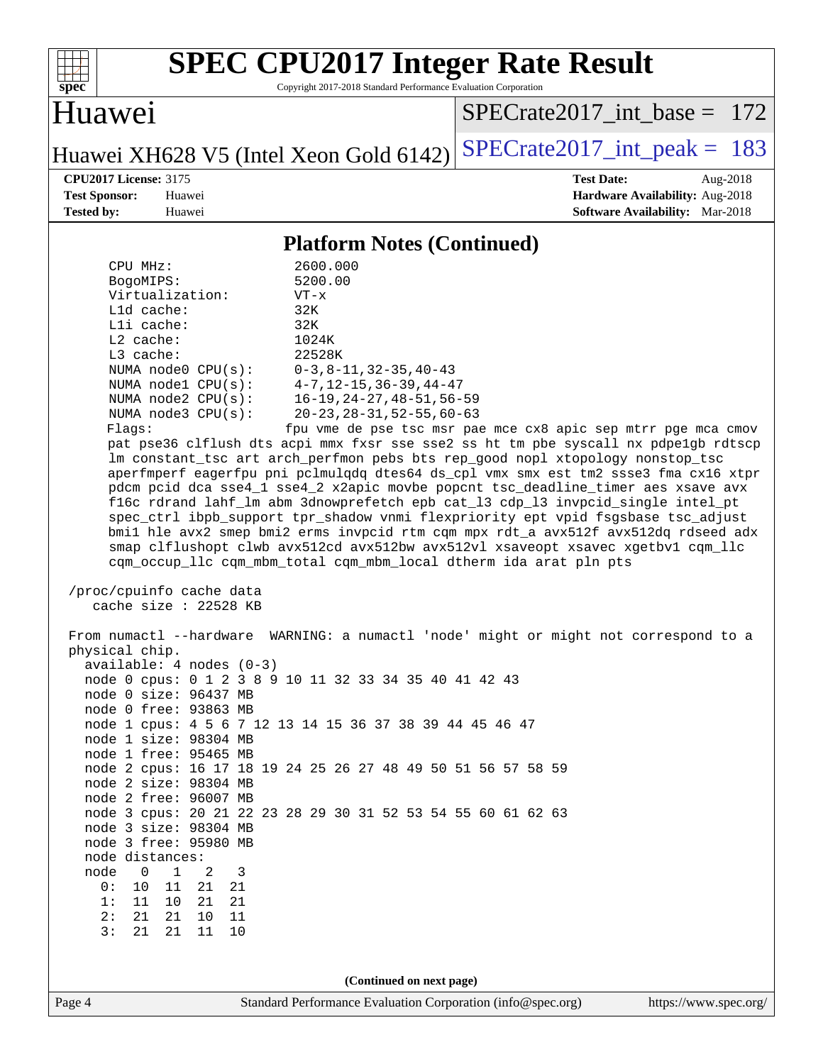## Platform Notes (Continued)

```
    CPU MHz:               2600.000
    BogoMIPS:              5200.00
    Virtualization:        VT-x
    L1d cache:             32K
    L1i cache:             32K
    L2 cache:              1024K
    L3 cache:              22528K
    NUMA node0 CPU(s):     0-3,8-11,32-35,40-43
    NUMA node1 CPU(s):     4-7,12-15,36-39,44-47
    NUMA node2 CPU(s):     16-19,24-27,48-51,56-59
    NUMA node3 CPU(s):     20-23,28-31,52-55,60-63
    Flags:                 fpu vme de pse tsc msr pae mce cx8 apic sep mtrr pge mca cmov
    pat pse36 clflush dts acpi mmx fxsr sse sse2 ss ht tm pbe syscall nx pdpe1gb rdtscp
    lm constant_tsc art arch_perfmon pebs bts rep_good nopl xtopology nonstop_tsc
    aperfmperf eagerfpu pni pclmulqdq dtes64 ds_cpl vmx smx est tm2 ssse3 fma cx16 xtpr
    pdcm pcid dca sse4_1 sse4_2 x2apic movbe popcnt tsc_deadline_timer aes xsave avx
    f16c rdrand lahf_lm abm 3dnowprefetch epb cat_l3 cdp_l3 invpcid_single intel_pt
    spec_ctrl ibpb_support tpr_shadow vnmi flexpriority ept vpid fsgsbase tsc_adjust
    bmi1 hle avx2 smep bmi2 erms invpcid rtm cqm mpx rdt_a avx512f avx512dq rdseed adx
    smap clflushopt clwb avx512cd avx512bw avx512vl xsaveopt xsavec xgetbv1 cqm_llc
    cqm_occup_llc cqm_mbm_total cqm_mbm_local dtherm ida arat pln pts

 /proc/cpuinfo cache data
    cache size : 22528 KB

 From numactl --hardware  WARNING: a numactl 'node' might or might not correspond to a
 physical chip.
   available: 4 nodes (0-3)
   node 0 cpus: 0 1 2 3 8 9 10 11 32 33 34 35 40 41 42 43
   node 0 size: 96437 MB
   node 0 free: 93863 MB
   node 1 cpus: 4 5 6 7 12 13 14 15 36 37 38 39 44 45 46 47
   node 1 size: 98304 MB
   node 1 free: 95465 MB
   node 2 cpus: 16 17 18 19 24 25 26 27 48 49 50 51 56 57 58 59
   node 2 size: 98304 MB
   node 2 free: 96007 MB
   node 3 cpus: 20 21 22 23 28 29 30 31 52 53 54 55 60 61 62 63
   node 3 size: 98304 MB
   node 3 free: 95980 MB
   node distances:
   node   0   1   2   3
     0:  10  11  21  21
     1:  11  10  21  21
     2:  21  21  10  11
     3:  21  21  11  10
```

(Continued on next page)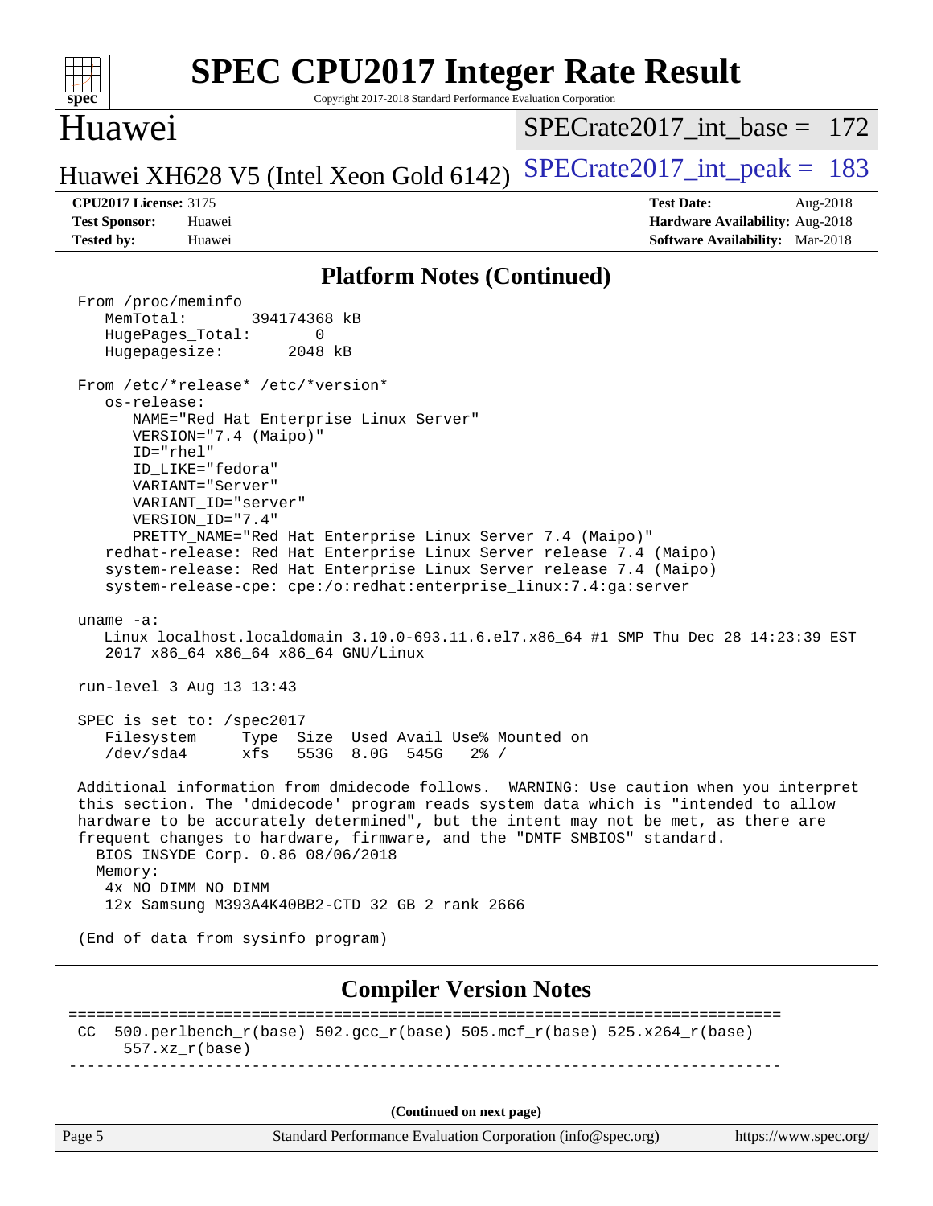# SPEC CPU2017 Integer Rate Result

Copyright 2017-2018 Standard Performance Evaluation Corporation

## Huawei

Huawei XH628 V5 (Intel Xeon Gold 6142)

SPECrate2017_int_base = 172

SPECrate2017_int_peak = 183

**CPU2017 License:** 3175
**Test Sponsor:** Huawei
**Tested by:** Huawei

**Test Date:** Aug-2018
**Hardware Availability:** Aug-2018
**Software Availability:** Mar-2018

### Platform Notes (Continued)

```
From /proc/meminfo
   MemTotal:       394174368 kB
   HugePages_Total:       0
   Hugepagesize:       2048 kB

From /etc/*release* /etc/*version*
   os-release:
      NAME="Red Hat Enterprise Linux Server"
      VERSION="7.4 (Maipo)"
      ID="rhel"
      ID_LIKE="fedora"
      VARIANT="Server"
      VARIANT_ID="server"
      VERSION_ID="7.4"
      PRETTY_NAME="Red Hat Enterprise Linux Server 7.4 (Maipo)"
   redhat-release: Red Hat Enterprise Linux Server release 7.4 (Maipo)
   system-release: Red Hat Enterprise Linux Server release 7.4 (Maipo)
   system-release-cpe: cpe:/o:redhat:enterprise_linux:7.4:ga:server

uname -a:
   Linux localhost.localdomain 3.10.0-693.11.6.el7.x86_64 #1 SMP Thu Dec 28 14:23:39 EST
   2017 x86_64 x86_64 x86_64 GNU/Linux

run-level 3 Aug 13 13:43

SPEC is set to: /spec2017
   Filesystem     Type  Size  Used Avail Use% Mounted on
   /dev/sda4      xfs   553G  8.0G  545G   2% /

Additional information from dmidecode follows.  WARNING: Use caution when you interpret
this section. The 'dmidecode' program reads system data which is "intended to allow
hardware to be accurately determined", but the intent may not be met, as there are
frequent changes to hardware, firmware, and the "DMTF SMBIOS" standard.
  BIOS INSYDE Corp. 0.86 08/06/2018
  Memory:
   4x NO DIMM NO DIMM
   12x Samsung M393A4K40BB2-CTD 32 GB 2 rank 2666

(End of data from sysinfo program)
```

### Compiler Version Notes

```
==============================================================================
CC  500.perlbench_r(base) 502.gcc_r(base) 505.mcf_r(base) 525.x264_r(base)
     557.xz_r(base)
------------------------------------------------------------------------------
```

(Continued on next page)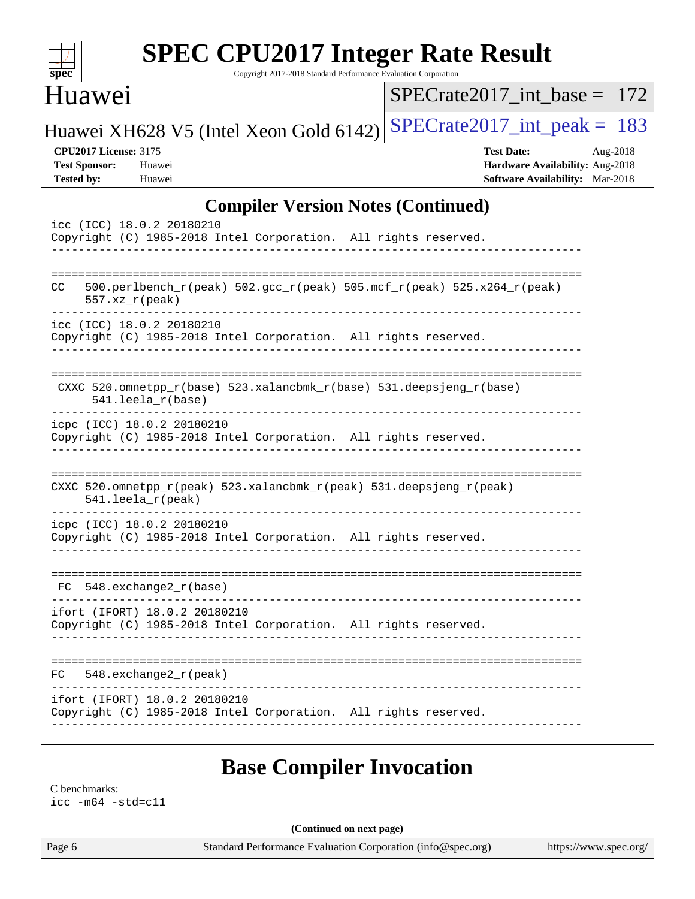## Compiler Version Notes (Continued)

```
icc (ICC) 18.0.2 20180210
Copyright (C) 1985-2018 Intel Corporation.  All rights reserved.
------------------------------------------------------------------------------

==============================================================================
CC   500.perlbench_r(peak) 502.gcc_r(peak) 505.mcf_r(peak) 525.x264_r(peak)
     557.xz_r(peak)
------------------------------------------------------------------------------
icc (ICC) 18.0.2 20180210
Copyright (C) 1985-2018 Intel Corporation.  All rights reserved.
------------------------------------------------------------------------------

==============================================================================
 CXXC 520.omnetpp_r(base) 523.xalancbmk_r(base) 531.deepsjeng_r(base)
      541.leela_r(base)
------------------------------------------------------------------------------
icpc (ICC) 18.0.2 20180210
Copyright (C) 1985-2018 Intel Corporation.  All rights reserved.
------------------------------------------------------------------------------

==============================================================================
CXXC 520.omnetpp_r(peak) 523.xalancbmk_r(peak) 531.deepsjeng_r(peak)
     541.leela_r(peak)
------------------------------------------------------------------------------
icpc (ICC) 18.0.2 20180210
Copyright (C) 1985-2018 Intel Corporation.  All rights reserved.
------------------------------------------------------------------------------

==============================================================================
 FC  548.exchange2_r(base)
------------------------------------------------------------------------------
ifort (IFORT) 18.0.2 20180210
Copyright (C) 1985-2018 Intel Corporation.  All rights reserved.
------------------------------------------------------------------------------

==============================================================================
FC   548.exchange2_r(peak)
------------------------------------------------------------------------------
ifort (IFORT) 18.0.2 20180210
Copyright (C) 1985-2018 Intel Corporation.  All rights reserved.
------------------------------------------------------------------------------
```

## Base Compiler Invocation

C benchmarks:
icc -m64 -std=c11

(Continued on next page)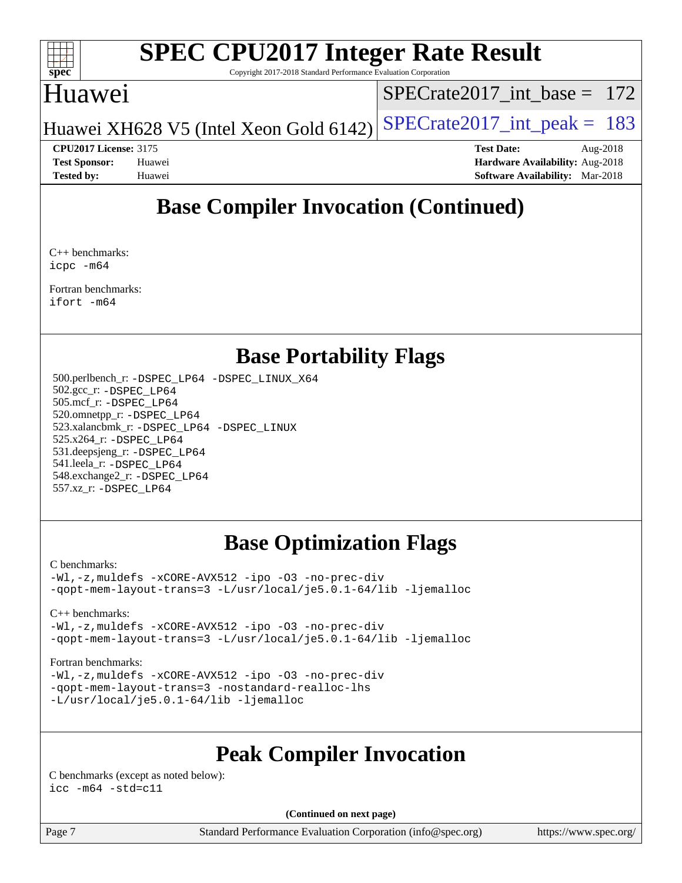## Base Compiler Invocation (Continued)

C++ benchmarks:
```
icpc -m64
```

Fortran benchmarks:
```
ifort -m64
```

## Base Portability Flags

500.perlbench_r: `-DSPEC_LP64 -DSPEC_LINUX_X64`
502.gcc_r: `-DSPEC_LP64`
505.mcf_r: `-DSPEC_LP64`
520.omnetpp_r: `-DSPEC_LP64`
523.xalancbmk_r: `-DSPEC_LP64 -DSPEC_LINUX`
525.x264_r: `-DSPEC_LP64`
531.deepsjeng_r: `-DSPEC_LP64`
541.leela_r: `-DSPEC_LP64`
548.exchange2_r: `-DSPEC_LP64`
557.xz_r: `-DSPEC_LP64`

## Base Optimization Flags

C benchmarks:
```
-Wl,-z,muldefs -xCORE-AVX512 -ipo -O3 -no-prec-div
-qopt-mem-layout-trans=3 -L/usr/local/je5.0.1-64/lib -ljemalloc
```

C++ benchmarks:
```
-Wl,-z,muldefs -xCORE-AVX512 -ipo -O3 -no-prec-div
-qopt-mem-layout-trans=3 -L/usr/local/je5.0.1-64/lib -ljemalloc
```

Fortran benchmarks:
```
-Wl,-z,muldefs -xCORE-AVX512 -ipo -O3 -no-prec-div
-qopt-mem-layout-trans=3 -nostandard-realloc-lhs
-L/usr/local/je5.0.1-64/lib -ljemalloc
```

## Peak Compiler Invocation

C benchmarks (except as noted below):
```
icc -m64 -std=c11
```

**(Continued on next page)**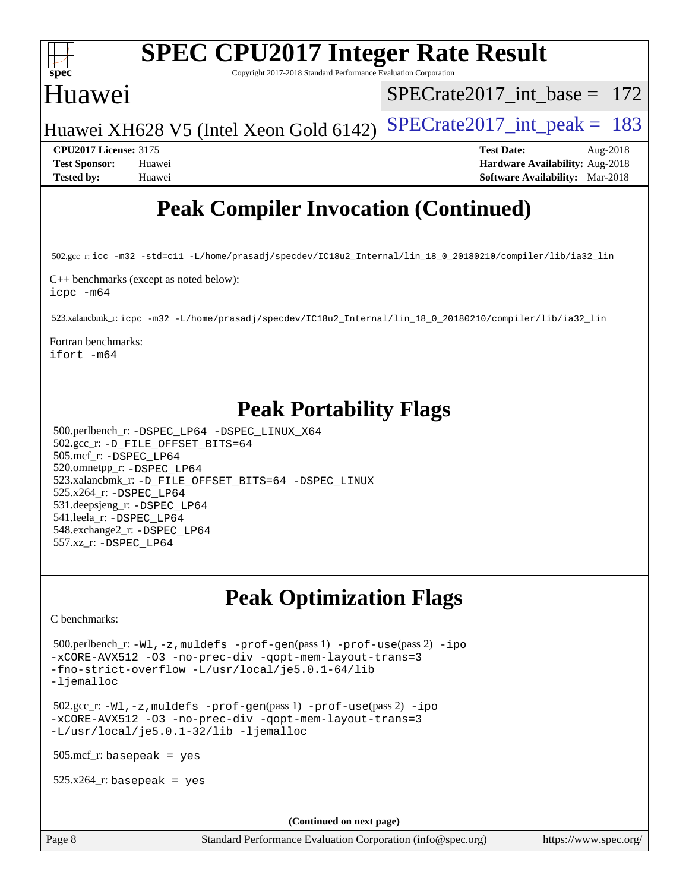# Peak Compiler Invocation (Continued)

502.gcc_r: `icc -m32 -std=c11 -L/home/prasadj/specdev/IC18u2_Internal/lin_18_0_20180210/compiler/lib/ia32_lin`

C++ benchmarks (except as noted below):
`icpc -m64`

523.xalancbmk_r: `icpc -m32 -L/home/prasadj/specdev/IC18u2_Internal/lin_18_0_20180210/compiler/lib/ia32_lin`

Fortran benchmarks:
`ifort -m64`

# Peak Portability Flags

500.perlbench_r: `-DSPEC_LP64 -DSPEC_LINUX_X64`
502.gcc_r: `-D_FILE_OFFSET_BITS=64`
505.mcf_r: `-DSPEC_LP64`
520.omnetpp_r: `-DSPEC_LP64`
523.xalancbmk_r: `-D_FILE_OFFSET_BITS=64 -DSPEC_LINUX`
525.x264_r: `-DSPEC_LP64`
531.deepsjeng_r: `-DSPEC_LP64`
541.leela_r: `-DSPEC_LP64`
548.exchange2_r: `-DSPEC_LP64`
557.xz_r: `-DSPEC_LP64`

# Peak Optimization Flags

C benchmarks:

500.perlbench_r: `-Wl,-z,muldefs -prof-gen`(pass 1) `-prof-use`(pass 2) `-ipo -xCORE-AVX512 -O3 -no-prec-div -qopt-mem-layout-trans=3 -fno-strict-overflow -L/usr/local/je5.0.1-64/lib -ljemalloc`

502.gcc_r: `-Wl,-z,muldefs -prof-gen`(pass 1) `-prof-use`(pass 2) `-ipo -xCORE-AVX512 -O3 -no-prec-div -qopt-mem-layout-trans=3 -L/usr/local/je5.0.1-32/lib -ljemalloc`

505.mcf_r: `basepeak = yes`

525.x264_r: `basepeak = yes`

**(Continued on next page)**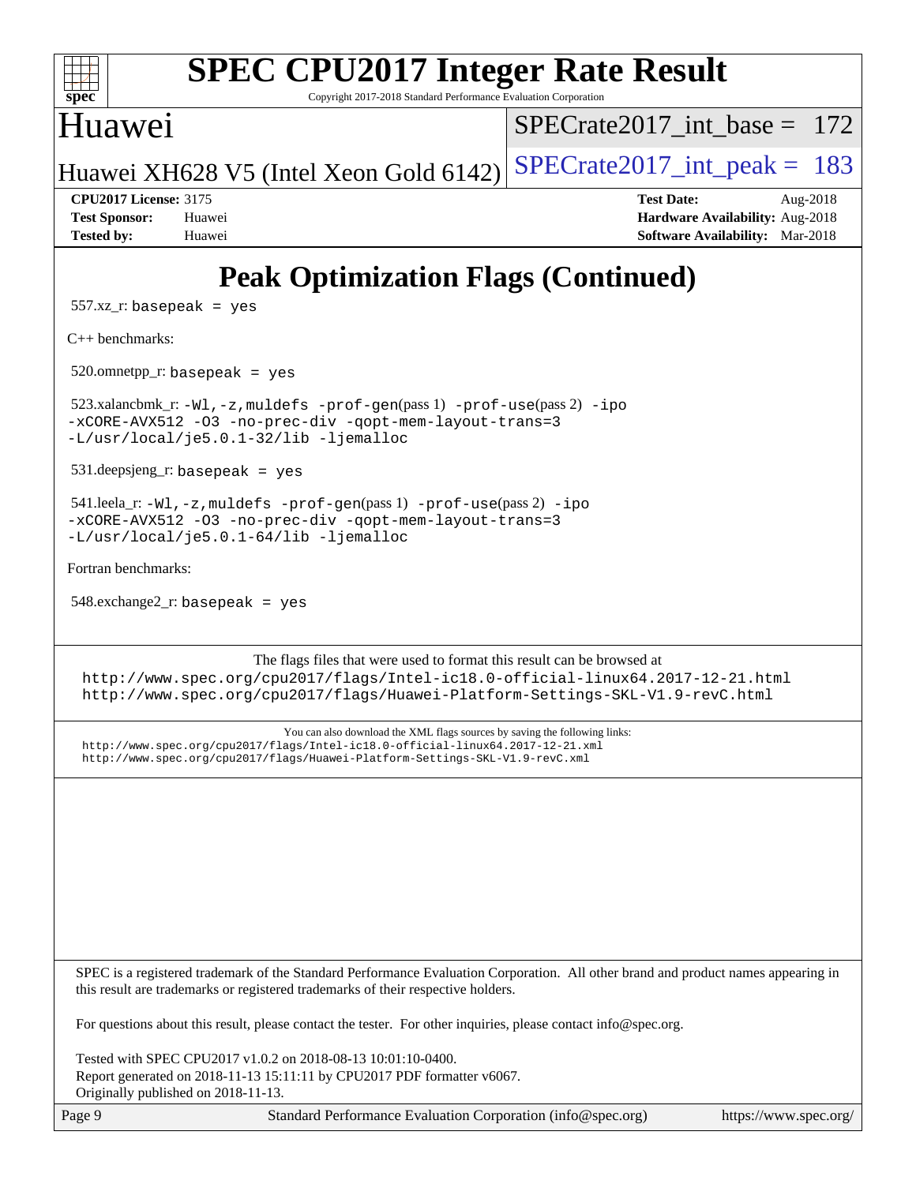# SPEC CPU2017 Integer Rate Result

Copyright 2017-2018 Standard Performance Evaluation Corporation

## Huawei

Huawei XH628 V5 (Intel Xeon Gold 6142)

SPECrate2017_int_base = 172

SPECrate2017_int_peak = 183

**CPU2017 License:** 3175
**Test Sponsor:** Huawei
**Tested by:** Huawei

**Test Date:** Aug-2018
**Hardware Availability:** Aug-2018
**Software Availability:** Mar-2018

# Peak Optimization Flags (Continued)

557.xz_r: `basepeak = yes`

C++ benchmarks:

520.omnetpp_r: `basepeak = yes`

523.xalancbmk_r: `-Wl,-z,muldefs -prof-gen`(pass 1) `-prof-use`(pass 2) `-ipo -xCORE-AVX512 -O3 -no-prec-div -qopt-mem-layout-trans=3 -L/usr/local/je5.0.1-32/lib -ljemalloc`

531.deepsjeng_r: `basepeak = yes`

541.leela_r: `-Wl,-z,muldefs -prof-gen`(pass 1) `-prof-use`(pass 2) `-ipo -xCORE-AVX512 -O3 -no-prec-div -qopt-mem-layout-trans=3 -L/usr/local/je5.0.1-64/lib -ljemalloc`

Fortran benchmarks:

548.exchange2_r: `basepeak = yes`

The flags files that were used to format this result can be browsed at
http://www.spec.org/cpu2017/flags/Intel-ic18.0-official-linux64.2017-12-21.html
http://www.spec.org/cpu2017/flags/Huawei-Platform-Settings-SKL-V1.9-revC.html

You can also download the XML flags sources by saving the following links:
http://www.spec.org/cpu2017/flags/Intel-ic18.0-official-linux64.2017-12-21.xml
http://www.spec.org/cpu2017/flags/Huawei-Platform-Settings-SKL-V1.9-revC.xml

SPEC is a registered trademark of the Standard Performance Evaluation Corporation. All other brand and product names appearing in this result are trademarks or registered trademarks of their respective holders.

For questions about this result, please contact the tester. For other inquiries, please contact info@spec.org.

Tested with SPEC CPU2017 v1.0.2 on 2018-08-13 10:01:10-0400.
Report generated on 2018-11-13 15:11:11 by CPU2017 PDF formatter v6067.
Originally published on 2018-11-13.